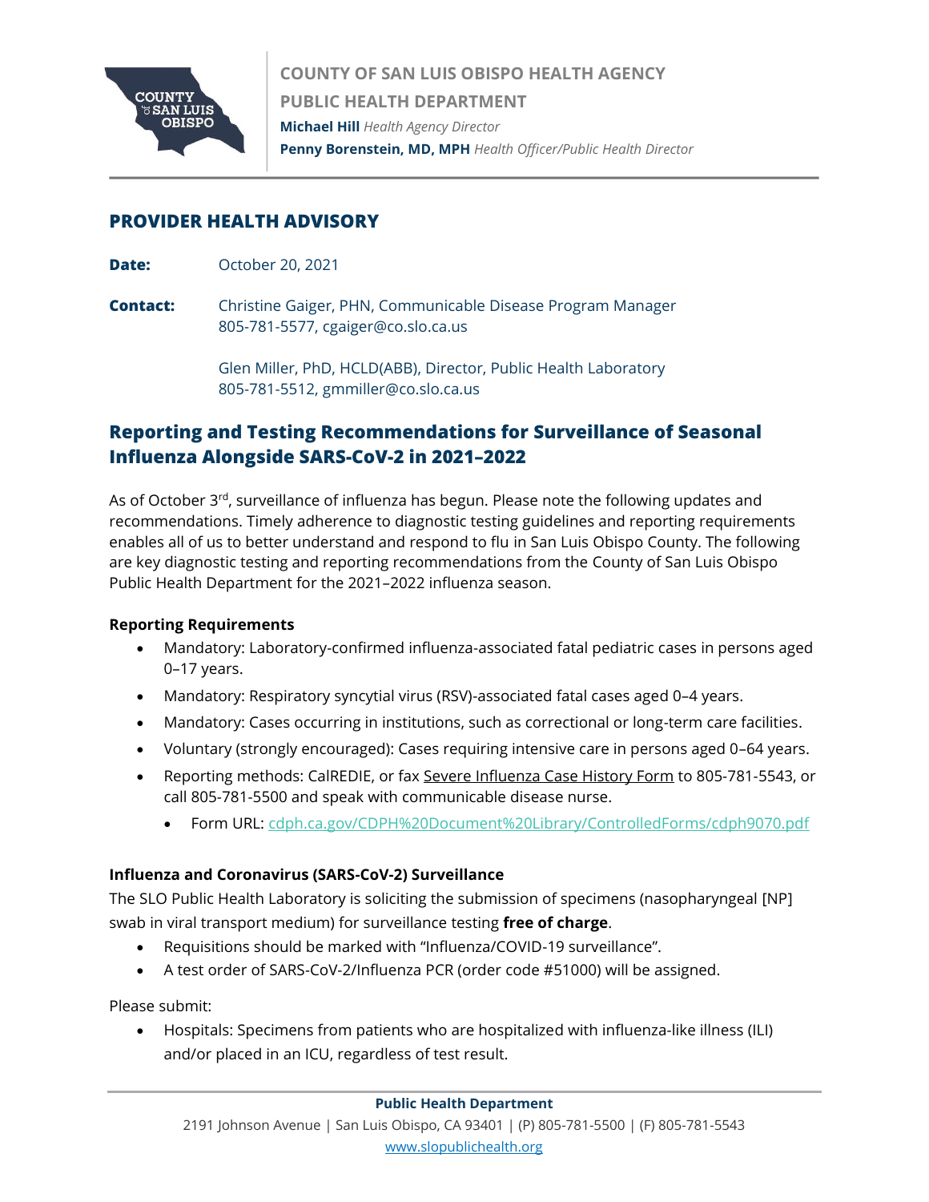COUNTY OF SAN LUIS OBISPO HEALTH AGENCY

PUBLIC HEALTH DEPARTMENT

**Michael Hill** *Health Agency Director*

**Penny Borenstein, MD, MPH** *Health Officer/Public Health Director*

## PROVIDER HEALTH ADVISORY

**Date:** October 20, 2021

**Contact:** Christine Gaiger, PHN, Communicable Disease Program Manager
805-781-5577, cgaiger@co.slo.ca.us

Glen Miller, PhD, HCLD(ABB), Director, Public Health Laboratory
805-781-5512, gmmiller@co.slo.ca.us

# Reporting and Testing Recommendations for Surveillance of Seasonal Influenza Alongside SARS-CoV-2 in 2021–2022

As of October 3rd, surveillance of influenza has begun. Please note the following updates and recommendations. Timely adherence to diagnostic testing guidelines and reporting requirements enables all of us to better understand and respond to flu in San Luis Obispo County. The following are key diagnostic testing and reporting recommendations from the County of San Luis Obispo Public Health Department for the 2021–2022 influenza season.

**Reporting Requirements**

- Mandatory: Laboratory-confirmed influenza-associated fatal pediatric cases in persons aged 0–17 years.
- Mandatory: Respiratory syncytial virus (RSV)-associated fatal cases aged 0–4 years.
- Mandatory: Cases occurring in institutions, such as correctional or long-term care facilities.
- Voluntary (strongly encouraged): Cases requiring intensive care in persons aged 0–64 years.
- Reporting methods: CalREDIE, or fax Severe Influenza Case History Form to 805-781-5543, or call 805-781-5500 and speak with communicable disease nurse.
  - Form URL: cdph.ca.gov/CDPH%20Document%20Library/ControlledForms/cdph9070.pdf

**Influenza and Coronavirus (SARS-CoV-2) Surveillance**

The SLO Public Health Laboratory is soliciting the submission of specimens (nasopharyngeal [NP] swab in viral transport medium) for surveillance testing **free of charge**.

- Requisitions should be marked with "Influenza/COVID-19 surveillance".
- A test order of SARS-CoV-2/Influenza PCR (order code #51000) will be assigned.

Please submit:

- Hospitals: Specimens from patients who are hospitalized with influenza-like illness (ILI) and/or placed in an ICU, regardless of test result.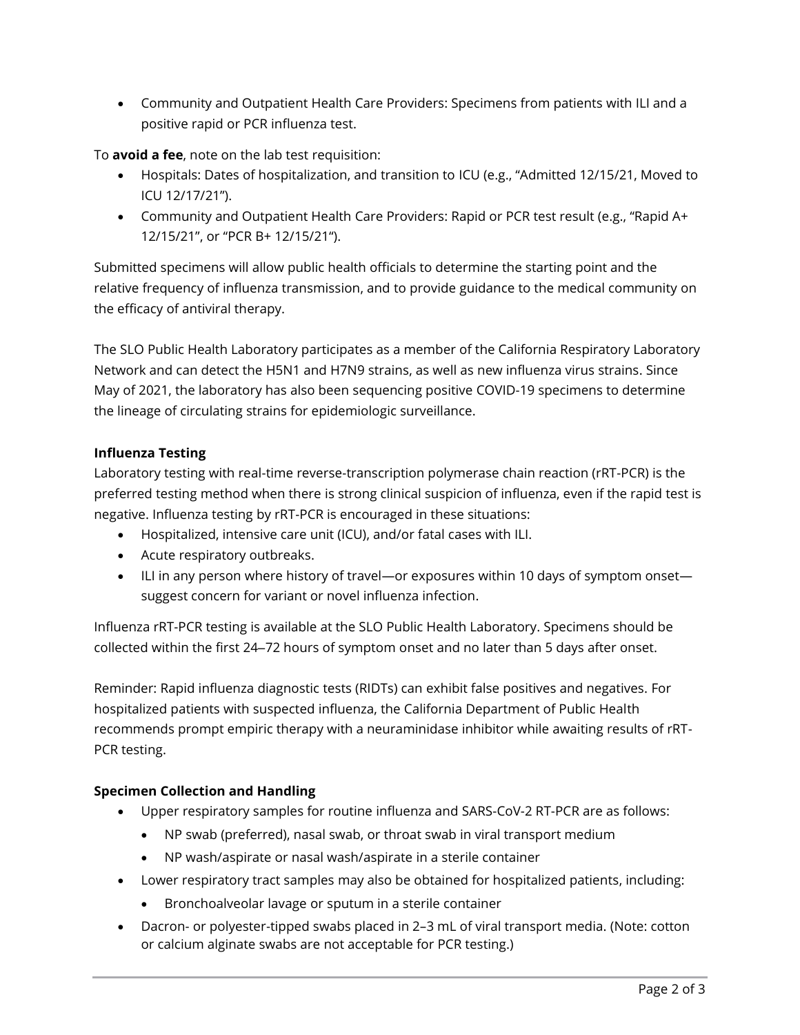- Community and Outpatient Health Care Providers: Specimens from patients with ILI and a positive rapid or PCR influenza test.

To **avoid a fee**, note on the lab test requisition:

- Hospitals: Dates of hospitalization, and transition to ICU (e.g., "Admitted 12/15/21, Moved to ICU 12/17/21").
- Community and Outpatient Health Care Providers: Rapid or PCR test result (e.g., "Rapid A+ 12/15/21", or "PCR B+ 12/15/21").

Submitted specimens will allow public health officials to determine the starting point and the relative frequency of influenza transmission, and to provide guidance to the medical community on the efficacy of antiviral therapy.

The SLO Public Health Laboratory participates as a member of the California Respiratory Laboratory Network and can detect the H5N1 and H7N9 strains, as well as new influenza virus strains. Since May of 2021, the laboratory has also been sequencing positive COVID-19 specimens to determine the lineage of circulating strains for epidemiologic surveillance.

**Influenza Testing**

Laboratory testing with real-time reverse-transcription polymerase chain reaction (rRT-PCR) is the preferred testing method when there is strong clinical suspicion of influenza, even if the rapid test is negative. Influenza testing by rRT-PCR is encouraged in these situations:

- Hospitalized, intensive care unit (ICU), and/or fatal cases with ILI.
- Acute respiratory outbreaks.
- ILI in any person where history of travel—or exposures within 10 days of symptom onset—suggest concern for variant or novel influenza infection.

Influenza rRT-PCR testing is available at the SLO Public Health Laboratory. Specimens should be collected within the first 24–72 hours of symptom onset and no later than 5 days after onset.

Reminder: Rapid influenza diagnostic tests (RIDTs) can exhibit false positives and negatives. For hospitalized patients with suspected influenza, the California Department of Public Health recommends prompt empiric therapy with a neuraminidase inhibitor while awaiting results of rRT-PCR testing.

**Specimen Collection and Handling**

- Upper respiratory samples for routine influenza and SARS-CoV-2 RT-PCR are as follows:
    - NP swab (preferred), nasal swab, or throat swab in viral transport medium
    - NP wash/aspirate or nasal wash/aspirate in a sterile container
- Lower respiratory tract samples may also be obtained for hospitalized patients, including:
    - Bronchoalveolar lavage or sputum in a sterile container
- Dacron- or polyester-tipped swabs placed in 2–3 mL of viral transport media. (Note: cotton or calcium alginate swabs are not acceptable for PCR testing.)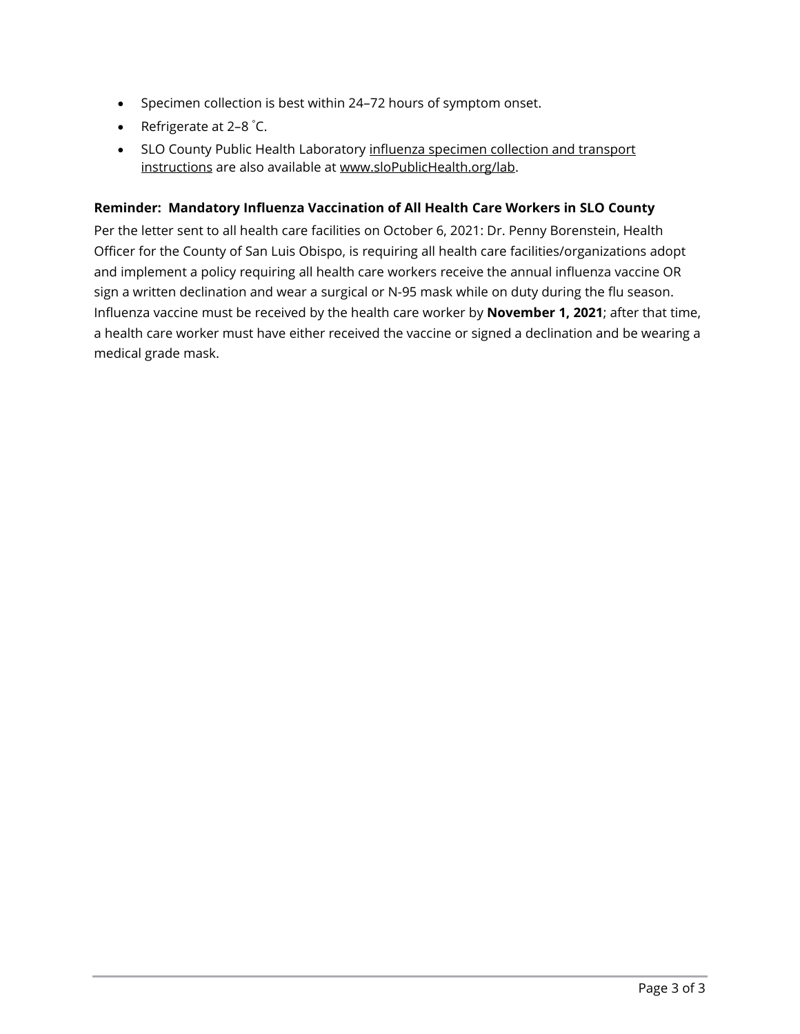- Specimen collection is best within 24–72 hours of symptom onset.
- Refrigerate at 2–8 ˚C.
- SLO County Public Health Laboratory influenza specimen collection and transport instructions are also available at www.sloPublicHealth.org/lab.

**Reminder: Mandatory Influenza Vaccination of All Health Care Workers in SLO County**

Per the letter sent to all health care facilities on October 6, 2021: Dr. Penny Borenstein, Health Officer for the County of San Luis Obispo, is requiring all health care facilities/organizations adopt and implement a policy requiring all health care workers receive the annual influenza vaccine OR sign a written declination and wear a surgical or N-95 mask while on duty during the flu season. Influenza vaccine must be received by the health care worker by **November 1, 2021**; after that time, a health care worker must have either received the vaccine or signed a declination and be wearing a medical grade mask.